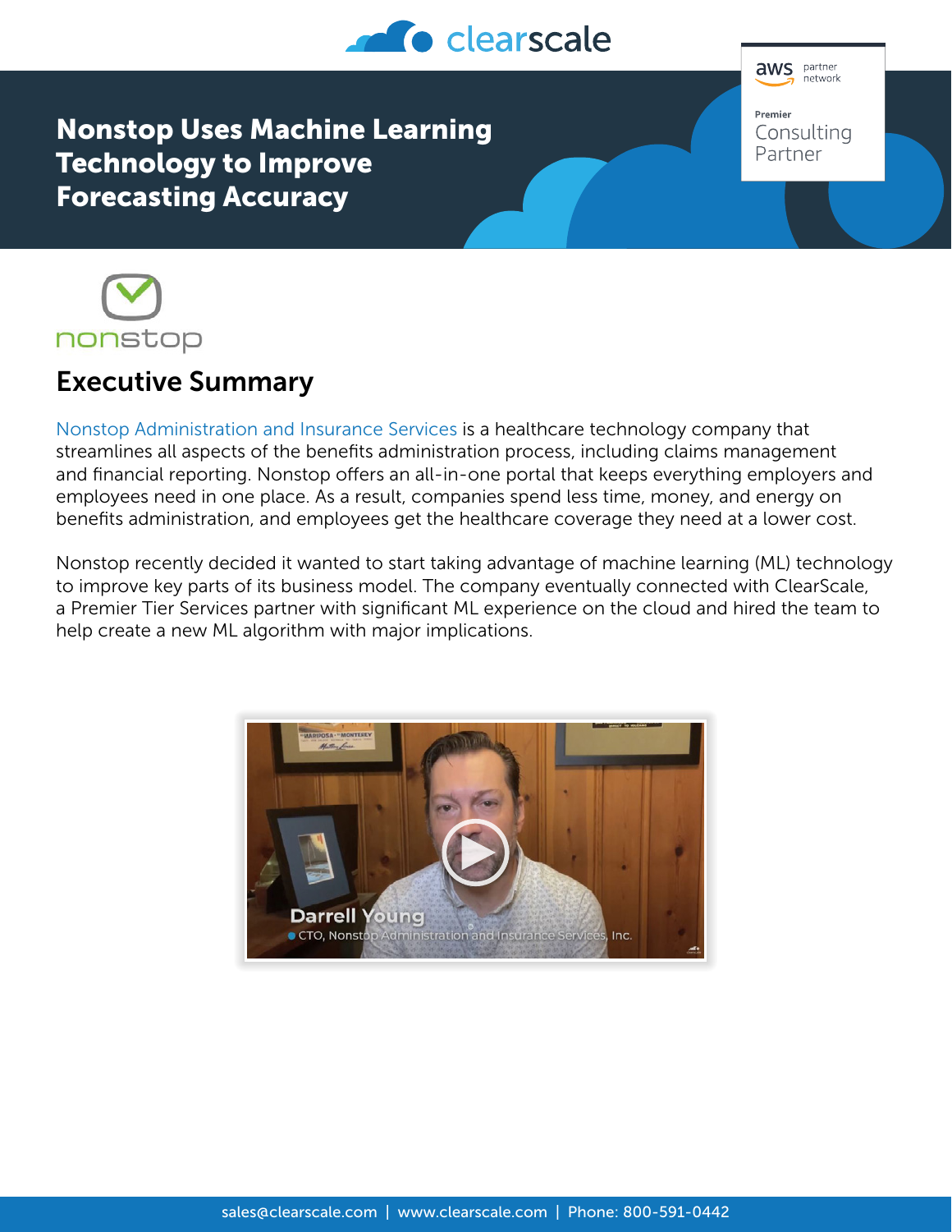# Nonstop Uses Machine Learning Technology to Improve Forecasting Accuracy

## Executive Summary

Nonstop Administration and Insurance Services is a healthcare technology company that streamlines all aspects of the benefits administration process, including claims management and financial reporting. Nonstop offers an all-in-one portal that keeps everything employers and employees need in one place. As a result, companies spend less time, money, and energy on benefits administration, and employees get the healthcare coverage they need at a lower cost.

Nonstop recently decided it wanted to start taking advantage of machine learning (ML) technology to improve key parts of its business model. The company eventually connected with ClearScale, a Premier Tier Services partner with significant ML experience on the cloud and hired the team to help create a new ML algorithm with major implications.

Darrell Young
CTO, Nonstop Administration and Insurance Services, Inc.

sales@clearscale.com | www.clearscale.com | Phone: 800-591-0442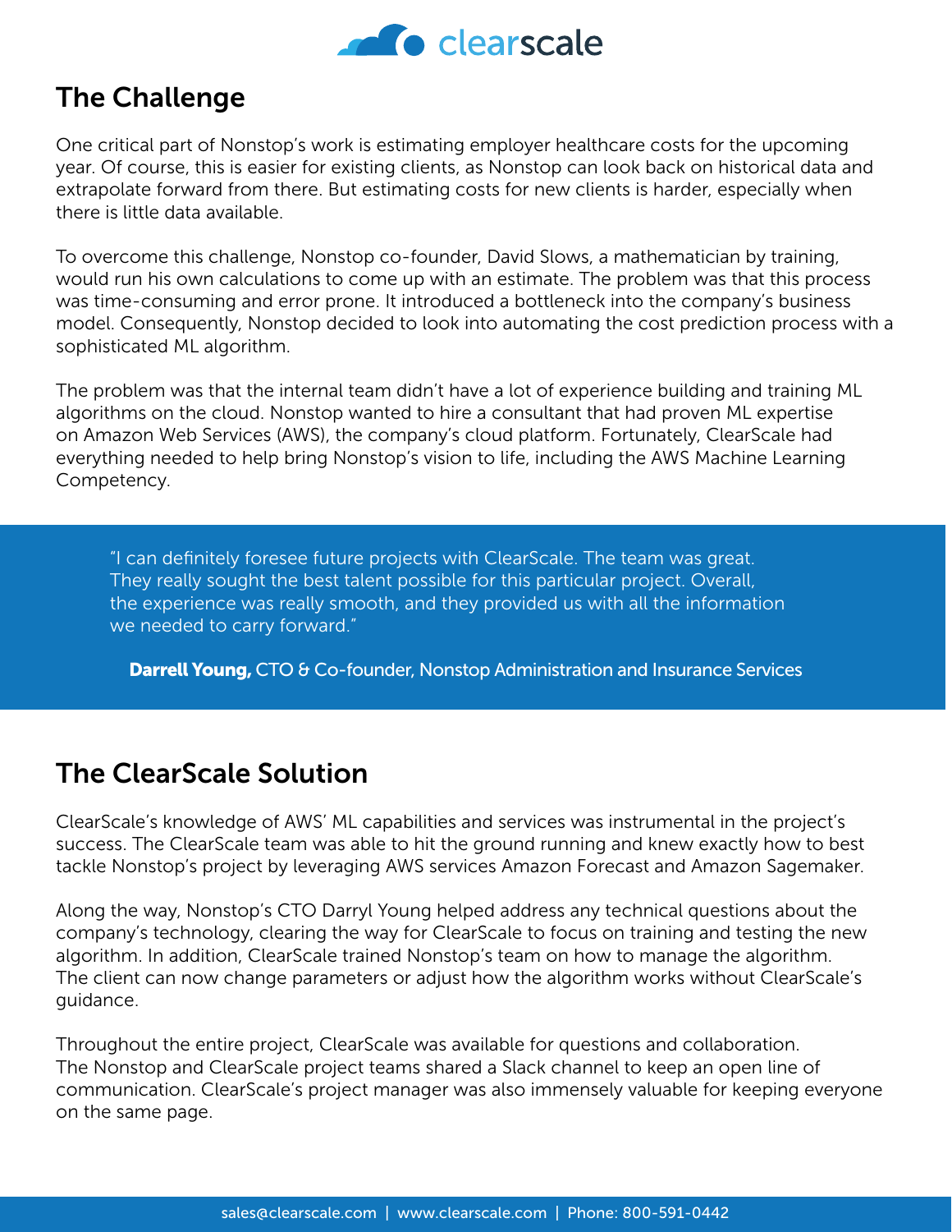## The Challenge

One critical part of Nonstop's work is estimating employer healthcare costs for the upcoming year. Of course, this is easier for existing clients, as Nonstop can look back on historical data and extrapolate forward from there. But estimating costs for new clients is harder, especially when there is little data available.

To overcome this challenge, Nonstop co-founder, David Slows, a mathematician by training, would run his own calculations to come up with an estimate. The problem was that this process was time-consuming and error prone. It introduced a bottleneck into the company's business model. Consequently, Nonstop decided to look into automating the cost prediction process with a sophisticated ML algorithm.

The problem was that the internal team didn't have a lot of experience building and training ML algorithms on the cloud. Nonstop wanted to hire a consultant that had proven ML expertise on Amazon Web Services (AWS), the company's cloud platform. Fortunately, ClearScale had everything needed to help bring Nonstop's vision to life, including the AWS Machine Learning Competency.

> "I can definitely foresee future projects with ClearScale. The team was great. They really sought the best talent possible for this particular project. Overall, the experience was really smooth, and they provided us with all the information we needed to carry forward."
>
> **Darrell Young,** CTO & Co-founder, Nonstop Administration and Insurance Services

## The ClearScale Solution

ClearScale's knowledge of AWS' ML capabilities and services was instrumental in the project's success. The ClearScale team was able to hit the ground running and knew exactly how to best tackle Nonstop's project by leveraging AWS services Amazon Forecast and Amazon Sagemaker.

Along the way, Nonstop's CTO Darryl Young helped address any technical questions about the company's technology, clearing the way for ClearScale to focus on training and testing the new algorithm. In addition, ClearScale trained Nonstop's team on how to manage the algorithm. The client can now change parameters or adjust how the algorithm works without ClearScale's guidance.

Throughout the entire project, ClearScale was available for questions and collaboration. The Nonstop and ClearScale project teams shared a Slack channel to keep an open line of communication. ClearScale's project manager was also immensely valuable for keeping everyone on the same page.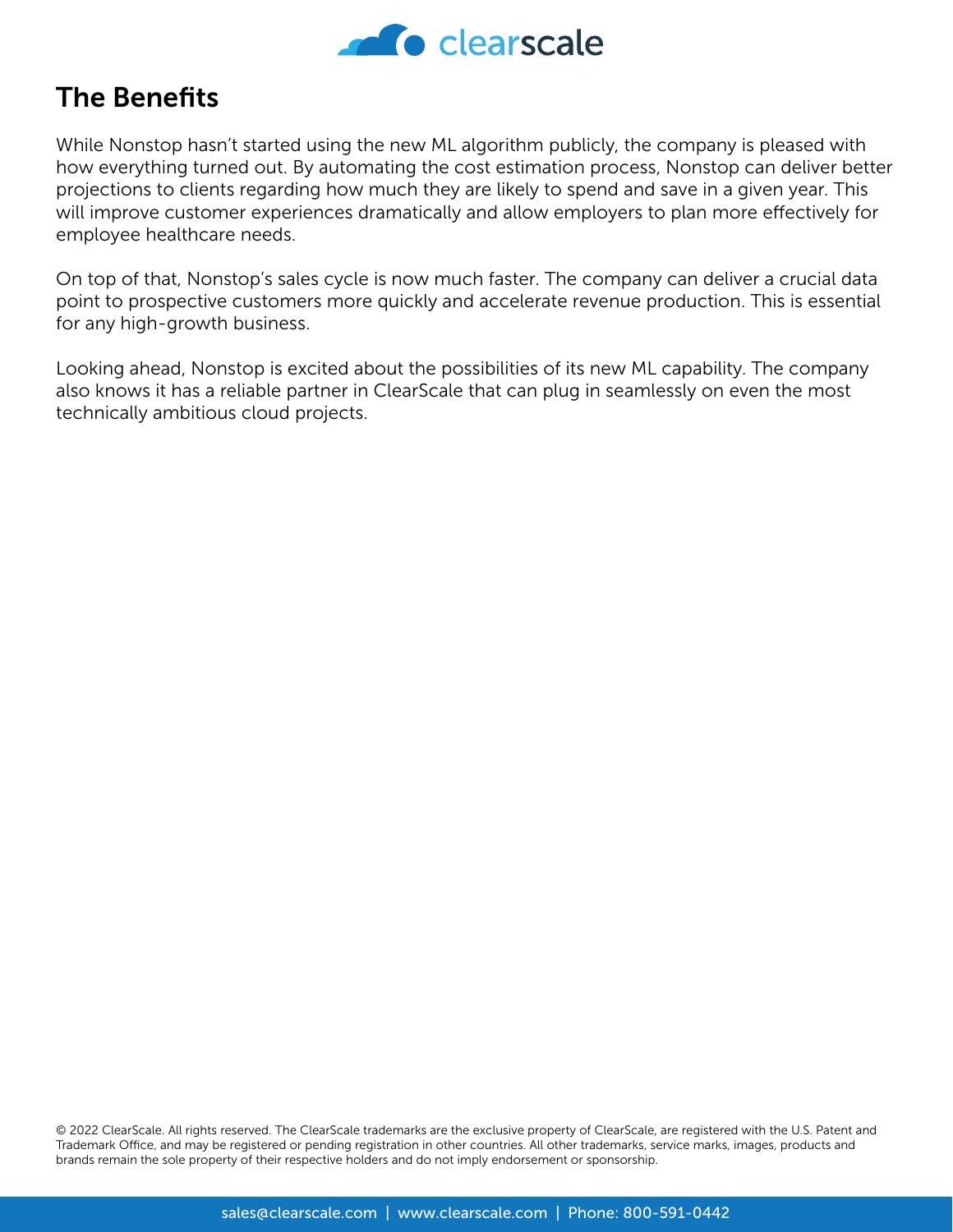## The Benefits

While Nonstop hasn't started using the new ML algorithm publicly, the company is pleased with how everything turned out. By automating the cost estimation process, Nonstop can deliver better projections to clients regarding how much they are likely to spend and save in a given year. This will improve customer experiences dramatically and allow employers to plan more effectively for employee healthcare needs.

On top of that, Nonstop's sales cycle is now much faster. The company can deliver a crucial data point to prospective customers more quickly and accelerate revenue production. This is essential for any high-growth business.

Looking ahead, Nonstop is excited about the possibilities of its new ML capability. The company also knows it has a reliable partner in ClearScale that can plug in seamlessly on even the most technically ambitious cloud projects.

© 2022 ClearScale. All rights reserved. The ClearScale trademarks are the exclusive property of ClearScale, are registered with the U.S. Patent and Trademark Office, and may be registered or pending registration in other countries. All other trademarks, service marks, images, products and brands remain the sole property of their respective holders and do not imply endorsement or sponsorship.

sales@clearscale.com | www.clearscale.com | Phone: 800-591-0442